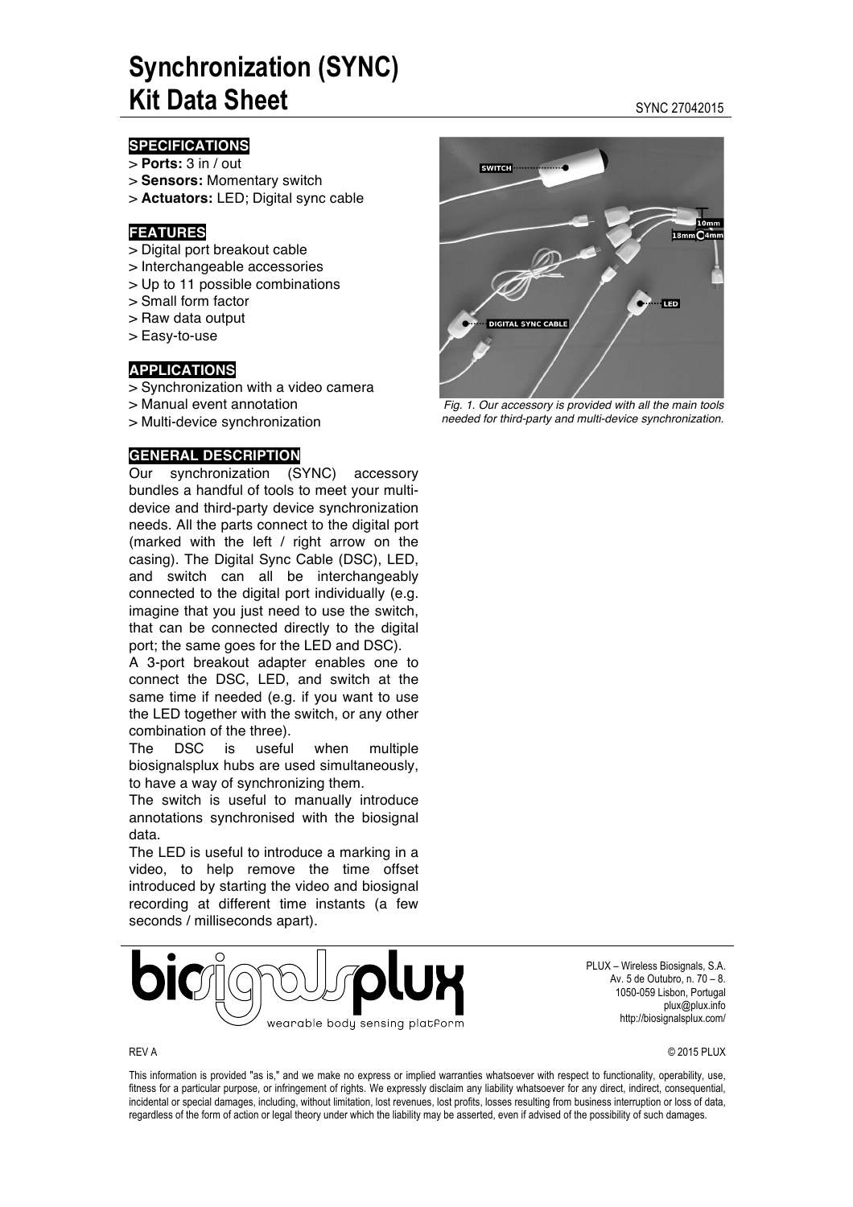# Synchronization (SYNC) Kit Data Sheet

SYNC 27042015

## SPECIFICATIONS

> **Ports:** 3 in / out
> **Sensors:** Momentary switch
> **Actuators:** LED; Digital sync cable

## FEATURES

> Digital port breakout cable
> Interchangeable accessories
> Up to 11 possible combinations
> Small form factor
> Raw data output
> Easy-to-use

## APPLICATIONS

> Synchronization with a video camera
> Manual event annotation
> Multi-device synchronization

## GENERAL DESCRIPTION

Our synchronization (SYNC) accessory bundles a handful of tools to meet your multi-device and third-party device synchronization needs. All the parts connect to the digital port (marked with the left / right arrow on the casing). The Digital Sync Cable (DSC), LED, and switch can all be interchangeably connected to the digital port individually (e.g. imagine that you just need to use the switch, that can be connected directly to the digital port; the same goes for the LED and DSC).

A 3-port breakout adapter enables one to connect the DSC, LED, and switch at the same time if needed (e.g. if you want to use the LED together with the switch, or any other combination of the three).

The DSC is useful when multiple biosignalsplux hubs are used simultaneously, to have a way of synchronizing them.

The switch is useful to manually introduce annotations synchronised with the biosignal data.

The LED is useful to introduce a marking in a video, to help remove the time offset introduced by starting the video and biosignal recording at different time instants (a few seconds / milliseconds apart).

*Fig. 1. Our accessory is provided with all the main tools needed for third-party and multi-device synchronization.*

PLUX – Wireless Biosignals, S.A.
Av. 5 de Outubro, n. 70 – 8.
1050-059 Lisbon, Portugal
plux@plux.info
http://biosignalsplux.com/

REV A

© 2015 PLUX

This information is provided "as is," and we make no express or implied warranties whatsoever with respect to functionality, operability, use, fitness for a particular purpose, or infringement of rights. We expressly disclaim any liability whatsoever for any direct, indirect, consequential, incidental or special damages, including, without limitation, lost revenues, lost profits, losses resulting from business interruption or loss of data, regardless of the form of action or legal theory under which the liability may be asserted, even if advised of the possibility of such damages.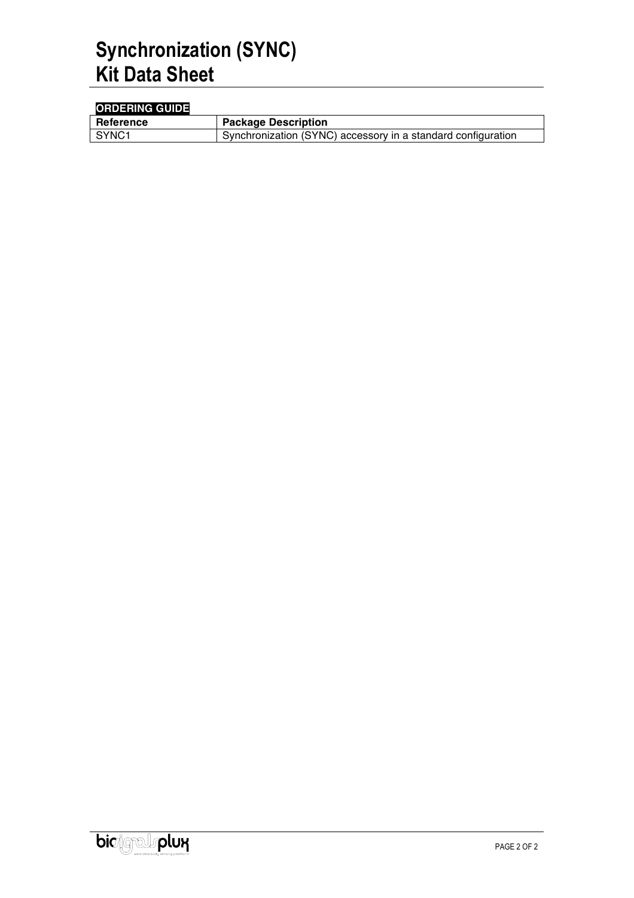# Synchronization (SYNC) Kit Data Sheet

**ORDERING GUIDE**

| Reference | Package Description |
|---|---|
| SYNC1 | Synchronization (SYNC) accessory in a standard configuration |